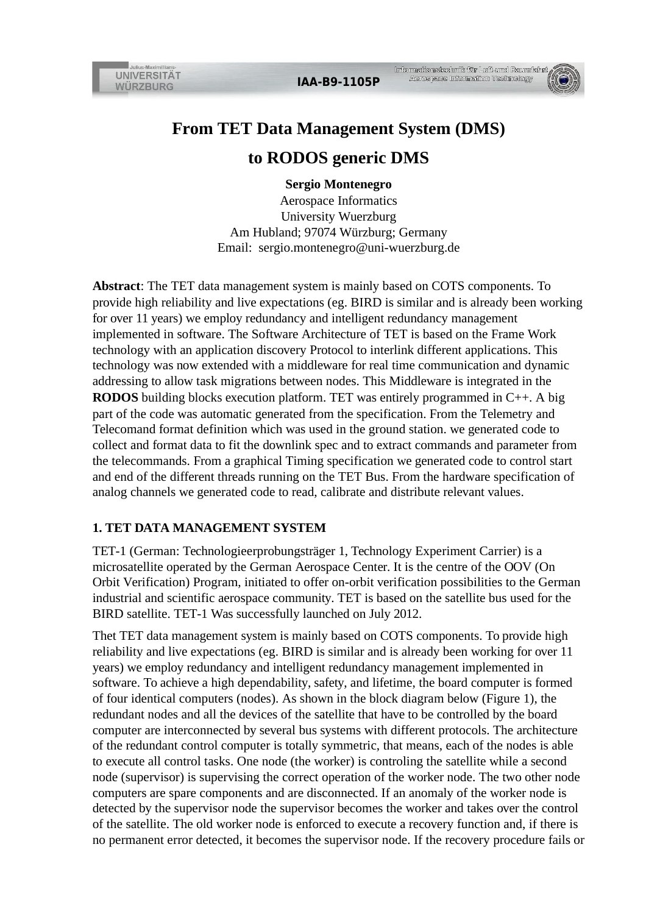# From TET Data Management System (DMS) to RODOS generic DMS

**Sergio Montenegro**
Aerospace Informatics
University Wuerzburg
Am Hubland; 97074 Würzburg; Germany
Email: sergio.montenegro@uni-wuerzburg.de

**Abstract**: The TET data management system is mainly based on COTS components. To provide high reliability and live expectations (eg. BIRD is similar and is already been working for over 11 years) we employ redundancy and intelligent redundancy management implemented in software. The Software Architecture of TET is based on the Frame Work technology with an application discovery Protocol to interlink different applications. This technology was now extended with a middleware for real time communication and dynamic addressing to allow task migrations between nodes. This Middleware is integrated in the **RODOS** building blocks execution platform. TET was entirely programmed in C++. A big part of the code was automatic generated from the specification. From the Telemetry and Telecomand format definition which was used in the ground station. we generated code to collect and format data to fit the downlink spec and to extract commands and parameter from the telecommands. From a graphical Timing specification we generated code to control start and end of the different threads running on the TET Bus. From the hardware specification of analog channels we generated code to read, calibrate and distribute relevant values.

## 1. TET DATA MANAGEMENT SYSTEM

TET-1 (German: Technologieerprobungsträger 1, Technology Experiment Carrier) is a microsatellite operated by the German Aerospace Center. It is the centre of the OOV (On Orbit Verification) Program, initiated to offer on-orbit verification possibilities to the German industrial and scientific aerospace community. TET is based on the satellite bus used for the BIRD satellite. TET-1 Was successfully launched on July 2012.

Thet TET data management system is mainly based on COTS components. To provide high reliability and live expectations (eg. BIRD is similar and is already been working for over 11 years) we employ redundancy and intelligent redundancy management implemented in software. To achieve a high dependability, safety, and lifetime, the board computer is formed of four identical computers (nodes). As shown in the block diagram below (Figure 1), the redundant nodes and all the devices of the satellite that have to be controlled by the board computer are interconnected by several bus systems with different protocols. The architecture of the redundant control computer is totally symmetric, that means, each of the nodes is able to execute all control tasks. One node (the worker) is controling the satellite while a second node (supervisor) is supervising the correct operation of the worker node. The two other node computers are spare components and are disconnected. If an anomaly of the worker node is detected by the supervisor node the supervisor becomes the worker and takes over the control of the satellite. The old worker node is enforced to execute a recovery function and, if there is no permanent error detected, it becomes the supervisor node. If the recovery procedure fails or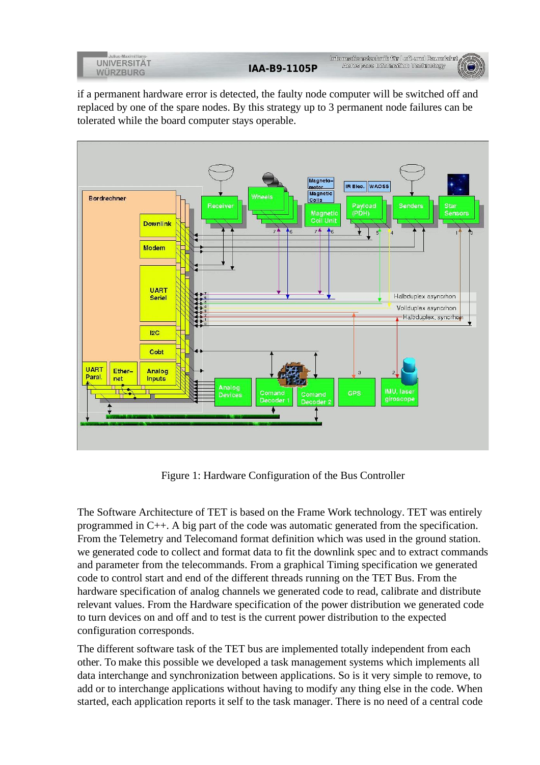if a permanent hardware error is detected, the faulty node computer will be switched off and replaced by one of the spare nodes. By this strategy up to 3 permanent node failures can be tolerated while the board computer stays operable.

Figure 1: Hardware Configuration of the Bus Controller

The Software Architecture of TET is based on the Frame Work technology. TET was entirely programmed in C++. A big part of the code was automatic generated from the specification. From the Telemetry and Telecomand format definition which was used in the ground station. we generated code to collect and format data to fit the downlink spec and to extract commands and parameter from the telecommands. From a graphical Timing specification we generated code to control start and end of the different threads running on the TET Bus. From the hardware specification of analog channels we generated code to read, calibrate and distribute relevant values. From the Hardware specification of the power distribution we generated code to turn devices on and off and to test is the current power distribution to the expected configuration corresponds.

The different software task of the TET bus are implemented totally independent from each other. To make this possible we developed a task management systems which implements all data interchange and synchronization between applications. So is it very simple to remove, to add or to interchange applications without having to modify any thing else in the code. When started, each application reports it self to the task manager. There is no need of a central code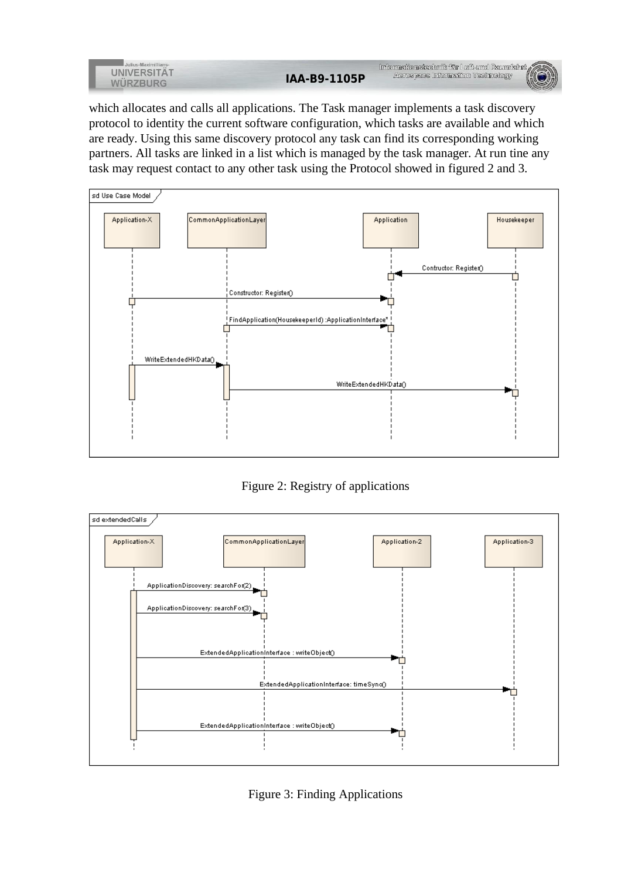which allocates and calls all applications. The Task manager implements a task discovery protocol to identity the current software configuration, which tasks are available and which are ready. Using this same discovery protocol any task can find its corresponding working partners. All tasks are linked in a list which is managed by the task manager. At run tine any task may request contact to any other task using the Protocol showed in figured 2 and 3.

sd Use Case Model

Application-X

CommonApplicationLayer

Application

Housekeeper

Contructor: Register()

Constructor: Register()

FindApplication(HousekeeperId) :ApplicationInterface*

WriteExtendedHKData()

WriteExtendedHKData()

Figure 2: Registry of applications

sd extendedCalls

Application-X

CommonApplicationLayer

Application-2

Application-3

ApplicationDiscovery: searchFor(2)

ApplicationDiscovery: searchFor(3)

ExtendedApplicationInterface : writeObject()

ExtendedApplicationInterface: timeSync()

ExtendedApplicationInterface : writeObject()

Figure 3: Finding Applications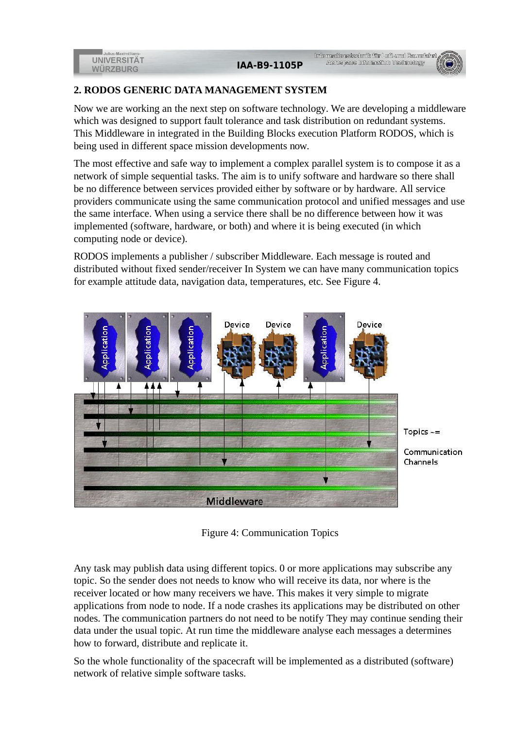## 2. RODOS GENERIC DATA MANAGEMENT SYSTEM

Now we are working an the next step on software technology. We are developing a middleware which was designed to support fault tolerance and task distribution on redundant systems. This Middleware in integrated in the Building Blocks execution Platform RODOS, which is being used in different space mission developments now.

The most effective and safe way to implement a complex parallel system is to compose it as a network of simple sequential tasks. The aim is to unify software and hardware so there shall be no difference between services provided either by software or by hardware. All service providers communicate using the same communication protocol and unified messages and use the same interface. When using a service there shall be no difference between how it was implemented (software, hardware, or both) and where it is being executed (in which computing node or device).

RODOS implements a publisher / subscriber Middleware. Each message is routed and distributed without fixed sender/receiver In System we can have many communication topics for example attitude data, navigation data, temperatures, etc. See Figure 4.

Application
Application
Application
Device
Device
Application
Device
Topics ~=
Communication
Channels
Middleware

Figure 4: Communication Topics

Any task may publish data using different topics. 0 or more applications may subscribe any topic. So the sender does not needs to know who will receive its data, nor where is the receiver located or how many receivers we have. This makes it very simple to migrate applications from node to node. If a node crashes its applications may be distributed on other nodes. The communication partners do not need to be notify They may continue sending their data under the usual topic. At run time the middleware analyse each messages a determines how to forward, distribute and replicate it.

So the whole functionality of the spacecraft will be implemented as a distributed (software) network of relative simple software tasks.